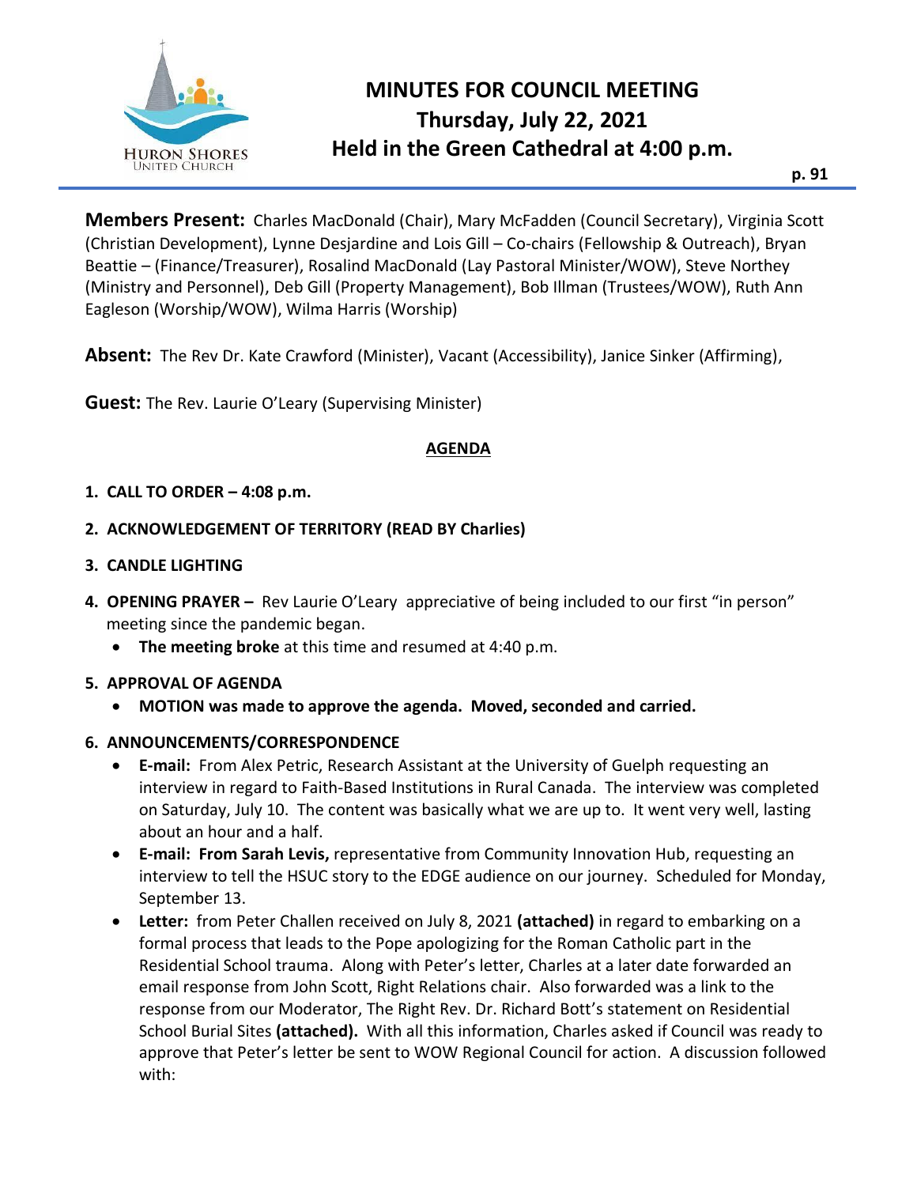# MINUTES FOR COUNCIL MEETING
## Thursday, July 22, 2021
## Held in the Green Cathedral at 4:00 p.m.

**Members Present:** Charles MacDonald (Chair), Mary McFadden (Council Secretary), Virginia Scott (Christian Development), Lynne Desjardine and Lois Gill – Co-chairs (Fellowship & Outreach), Bryan Beattie – (Finance/Treasurer), Rosalind MacDonald (Lay Pastoral Minister/WOW), Steve Northey (Ministry and Personnel), Deb Gill (Property Management), Bob Illman (Trustees/WOW), Ruth Ann Eagleson (Worship/WOW), Wilma Harris (Worship)

**Absent:** The Rev Dr. Kate Crawford (Minister), Vacant (Accessibility), Janice Sinker (Affirming),

**Guest:** The Rev. Laurie O'Leary (Supervising Minister)

**AGENDA**

1. **CALL TO ORDER – 4:08 p.m.**
2. **ACKNOWLEDGEMENT OF TERRITORY (READ BY Charlies)**
3. **CANDLE LIGHTING**
4. **OPENING PRAYER –** Rev Laurie O'Leary appreciative of being included to our first "in person" meeting since the pandemic began.
   - **The meeting broke** at this time and resumed at 4:40 p.m.
5. **APPROVAL OF AGENDA**
   - **MOTION was made to approve the agenda. Moved, seconded and carried.**
6. **ANNOUNCEMENTS/CORRESPONDENCE**
   - **E-mail:** From Alex Petric, Research Assistant at the University of Guelph requesting an interview in regard to Faith-Based Institutions in Rural Canada. The interview was completed on Saturday, July 10. The content was basically what we are up to. It went very well, lasting about an hour and a half.
   - **E-mail: From Sarah Levis,** representative from Community Innovation Hub, requesting an interview to tell the HSUC story to the EDGE audience on our journey. Scheduled for Monday, September 13.
   - **Letter:** from Peter Challen received on July 8, 2021 **(attached)** in regard to embarking on a formal process that leads to the Pope apologizing for the Roman Catholic part in the Residential School trauma. Along with Peter's letter, Charles at a later date forwarded an email response from John Scott, Right Relations chair. Also forwarded was a link to the response from our Moderator, The Right Rev. Dr. Richard Bott's statement on Residential School Burial Sites **(attached).** With all this information, Charles asked if Council was ready to approve that Peter's letter be sent to WOW Regional Council for action. A discussion followed with: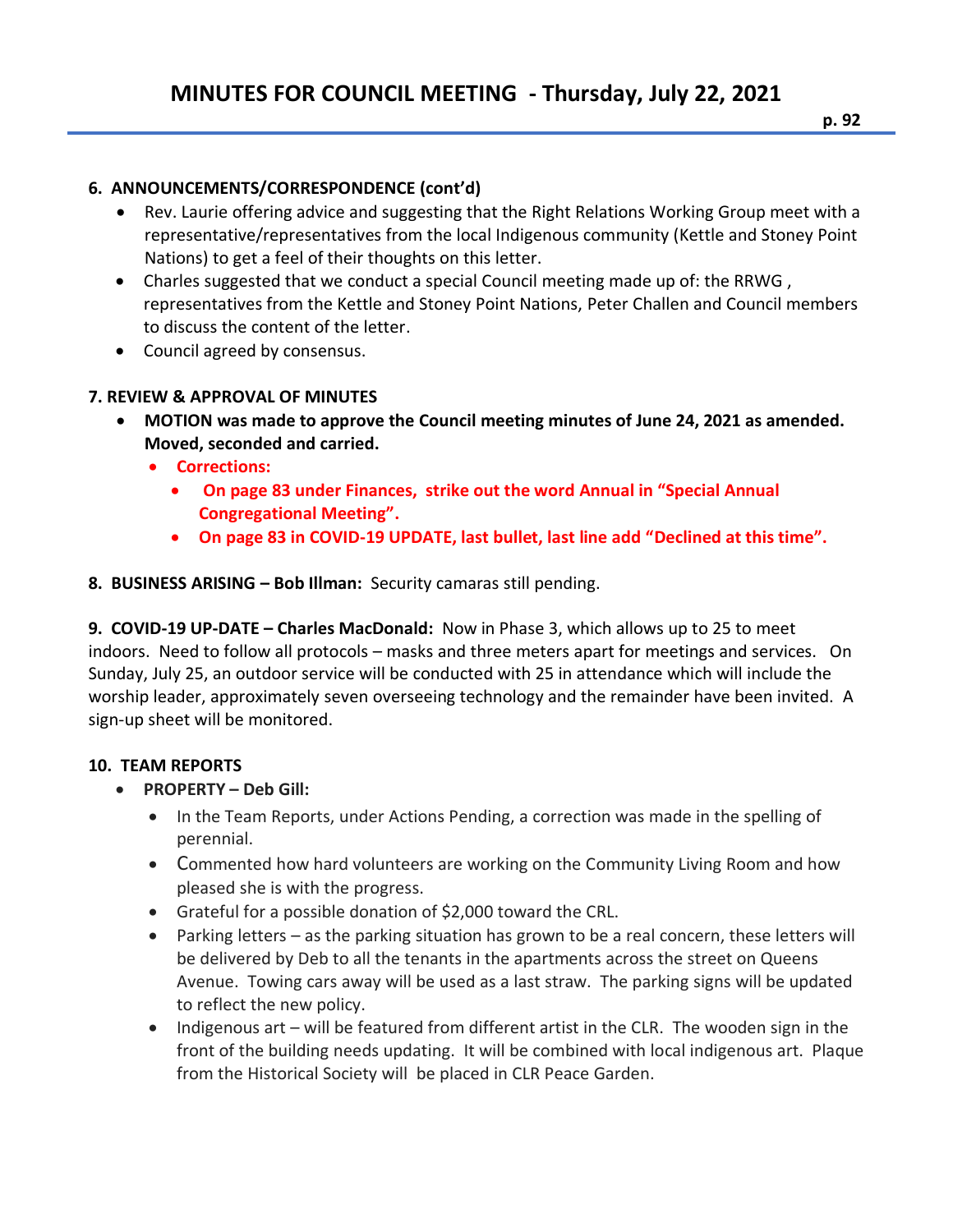### 6. ANNOUNCEMENTS/CORRESPONDENCE (cont'd)

- Rev. Laurie offering advice and suggesting that the Right Relations Working Group meet with a representative/representatives from the local Indigenous community (Kettle and Stoney Point Nations) to get a feel of their thoughts on this letter.
- Charles suggested that we conduct a special Council meeting made up of: the RRWG , representatives from the Kettle and Stoney Point Nations, Peter Challen and Council members to discuss the content of the letter.
- Council agreed by consensus.

### 7. REVIEW & APPROVAL OF MINUTES

- **MOTION was made to approve the Council meeting minutes of June 24, 2021 as amended. Moved, seconded and carried.**
  - **Corrections:**
    - **On page 83 under Finances, strike out the word Annual in "Special Annual Congregational Meeting".**
    - **On page 83 in COVID-19 UPDATE, last bullet, last line add "Declined at this time".**

**8. BUSINESS ARISING – Bob Illman:** Security camaras still pending.

**9. COVID-19 UP-DATE – Charles MacDonald:** Now in Phase 3, which allows up to 25 to meet indoors. Need to follow all protocols – masks and three meters apart for meetings and services. On Sunday, July 25, an outdoor service will be conducted with 25 in attendance which will include the worship leader, approximately seven overseeing technology and the remainder have been invited. A sign-up sheet will be monitored.

### 10. TEAM REPORTS

- **PROPERTY – Deb Gill:**
  - In the Team Reports, under Actions Pending, a correction was made in the spelling of perennial.
  - Commented how hard volunteers are working on the Community Living Room and how pleased she is with the progress.
  - Grateful for a possible donation of $2,000 toward the CRL.
  - Parking letters – as the parking situation has grown to be a real concern, these letters will be delivered by Deb to all the tenants in the apartments across the street on Queens Avenue. Towing cars away will be used as a last straw. The parking signs will be updated to reflect the new policy.
  - Indigenous art – will be featured from different artist in the CLR. The wooden sign in the front of the building needs updating. It will be combined with local indigenous art. Plaque from the Historical Society will be placed in CLR Peace Garden.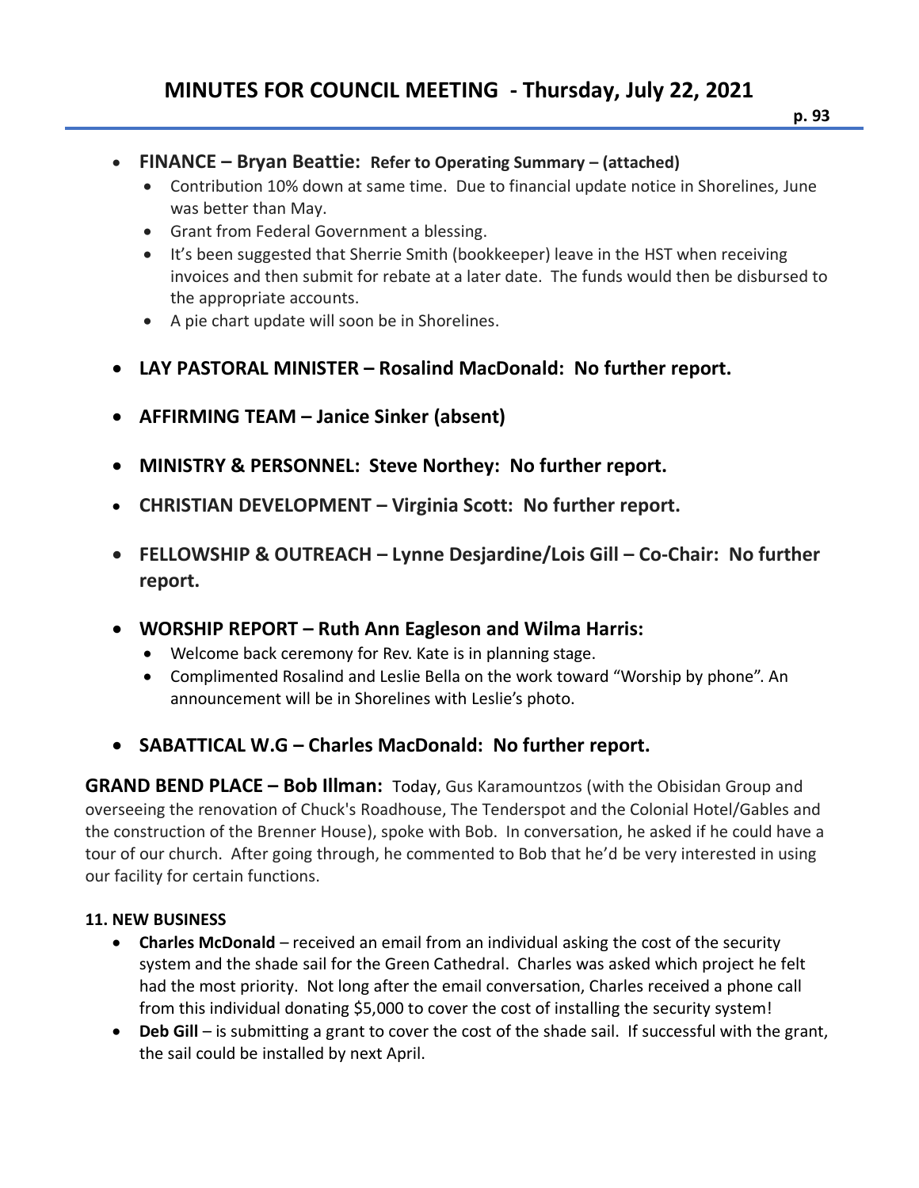# MINUTES FOR COUNCIL MEETING - Thursday, July 22, 2021

- **FINANCE – Bryan Beattie: Refer to Operating Summary – (attached)**
  - Contribution 10% down at same time. Due to financial update notice in Shorelines, June was better than May.
  - Grant from Federal Government a blessing.
  - It's been suggested that Sherrie Smith (bookkeeper) leave in the HST when receiving invoices and then submit for rebate at a later date. The funds would then be disbursed to the appropriate accounts.
  - A pie chart update will soon be in Shorelines.

- **LAY PASTORAL MINISTER – Rosalind MacDonald: No further report.**

- **AFFIRMING TEAM – Janice Sinker (absent)**

- **MINISTRY & PERSONNEL: Steve Northey: No further report.**

- **CHRISTIAN DEVELOPMENT – Virginia Scott: No further report.**

- **FELLOWSHIP & OUTREACH – Lynne Desjardine/Lois Gill – Co-Chair: No further report.**

- **WORSHIP REPORT – Ruth Ann Eagleson and Wilma Harris:**
  - Welcome back ceremony for Rev. Kate is in planning stage.
  - Complimented Rosalind and Leslie Bella on the work toward "Worship by phone". An announcement will be in Shorelines with Leslie's photo.

- **SABATTICAL W.G – Charles MacDonald: No further report.**

**GRAND BEND PLACE – Bob Illman:** Today, Gus Karamountzos (with the Obisidan Group and overseeing the renovation of Chuck's Roadhouse, The Tenderspot and the Colonial Hotel/Gables and the construction of the Brenner House), spoke with Bob. In conversation, he asked if he could have a tour of our church. After going through, he commented to Bob that he'd be very interested in using our facility for certain functions.

#### 11. NEW BUSINESS

- **Charles McDonald** – received an email from an individual asking the cost of the security system and the shade sail for the Green Cathedral. Charles was asked which project he felt had the most priority. Not long after the email conversation, Charles received a phone call from this individual donating $5,000 to cover the cost of installing the security system!
- **Deb Gill** – is submitting a grant to cover the cost of the shade sail. If successful with the grant, the sail could be installed by next April.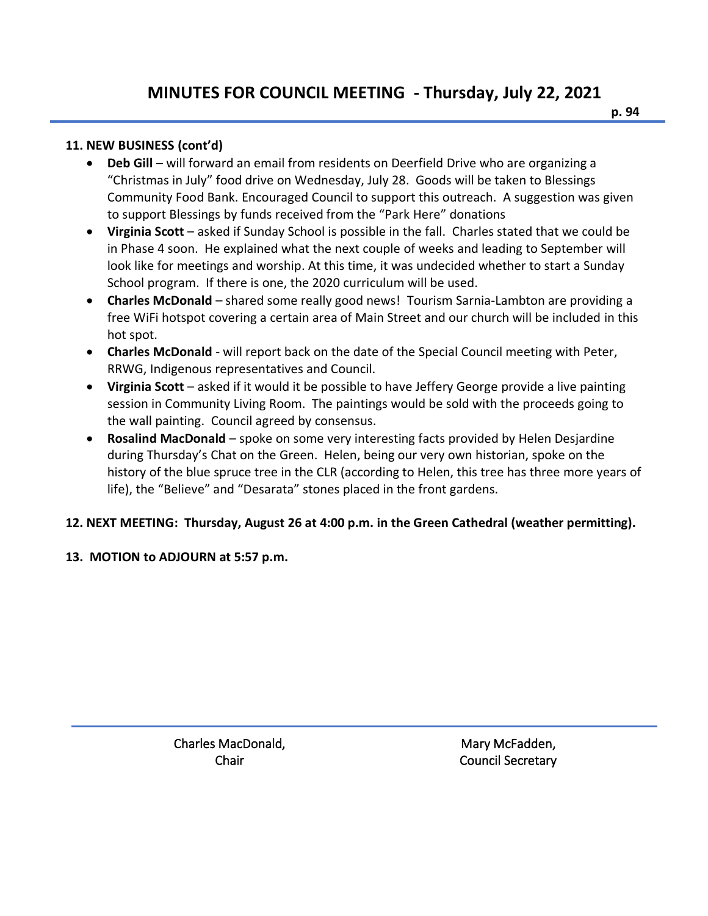# MINUTES FOR COUNCIL MEETING - Thursday, July 22, 2021

**11. NEW BUSINESS (cont'd)**

- **Deb Gill** – will forward an email from residents on Deerfield Drive who are organizing a "Christmas in July" food drive on Wednesday, July 28. Goods will be taken to Blessings Community Food Bank. Encouraged Council to support this outreach. A suggestion was given to support Blessings by funds received from the "Park Here" donations
- **Virginia Scott** – asked if Sunday School is possible in the fall. Charles stated that we could be in Phase 4 soon. He explained what the next couple of weeks and leading to September will look like for meetings and worship. At this time, it was undecided whether to start a Sunday School program. If there is one, the 2020 curriculum will be used.
- **Charles McDonald** – shared some really good news! Tourism Sarnia-Lambton are providing a free WiFi hotspot covering a certain area of Main Street and our church will be included in this hot spot.
- **Charles McDonald** - will report back on the date of the Special Council meeting with Peter, RRWG, Indigenous representatives and Council.
- **Virginia Scott** – asked if it would it be possible to have Jeffery George provide a live painting session in Community Living Room. The paintings would be sold with the proceeds going to the wall painting. Council agreed by consensus.
- **Rosalind MacDonald** – spoke on some very interesting facts provided by Helen Desjardine during Thursday's Chat on the Green. Helen, being our very own historian, spoke on the history of the blue spruce tree in the CLR (according to Helen, this tree has three more years of life), the "Believe" and "Desarata" stones placed in the front gardens.

**12. NEXT MEETING: Thursday, August 26 at 4:00 p.m. in the Green Cathedral (weather permitting).**

**13. MOTION to ADJOURN at 5:57 p.m.**

Charles MacDonald,
Chair

Mary McFadden,
Council Secretary